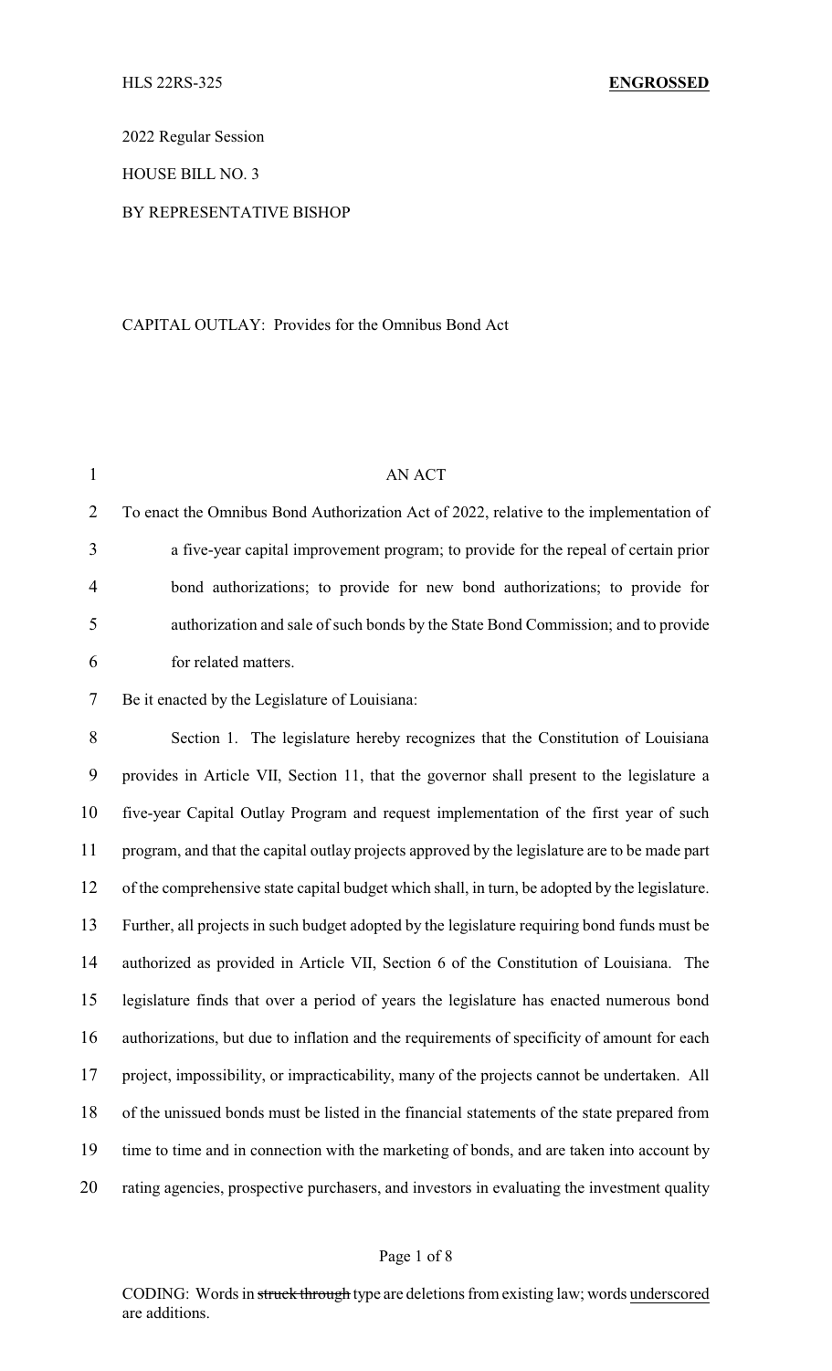HLS 22RS-325 **ENGROSSED**

2022 Regular Session

HOUSE BILL NO. 3

BY REPRESENTATIVE BISHOP

CAPITAL OUTLAY: Provides for the Omnibus Bond Act

AN ACT

To enact the Omnibus Bond Authorization Act of 2022, relative to the implementation of a five-year capital improvement program; to provide for the repeal of certain prior bond authorizations; to provide for new bond authorizations; to provide for authorization and sale of such bonds by the State Bond Commission; and to provide for related matters.

Be it enacted by the Legislature of Louisiana:

Section 1. The legislature hereby recognizes that the Constitution of Louisiana provides in Article VII, Section 11, that the governor shall present to the legislature a five-year Capital Outlay Program and request implementation of the first year of such program, and that the capital outlay projects approved by the legislature are to be made part of the comprehensive state capital budget which shall, in turn, be adopted by the legislature. Further, all projects in such budget adopted by the legislature requiring bond funds must be authorized as provided in Article VII, Section 6 of the Constitution of Louisiana. The legislature finds that over a period of years the legislature has enacted numerous bond authorizations, but due to inflation and the requirements of specificity of amount for each project, impossibility, or impracticability, many of the projects cannot be undertaken. All of the unissued bonds must be listed in the financial statements of the state prepared from time to time and in connection with the marketing of bonds, and are taken into account by rating agencies, prospective purchasers, and investors in evaluating the investment quality

CODING: Words in ~~struck through~~ type are deletions from existing law; words <u>underscored</u> are additions.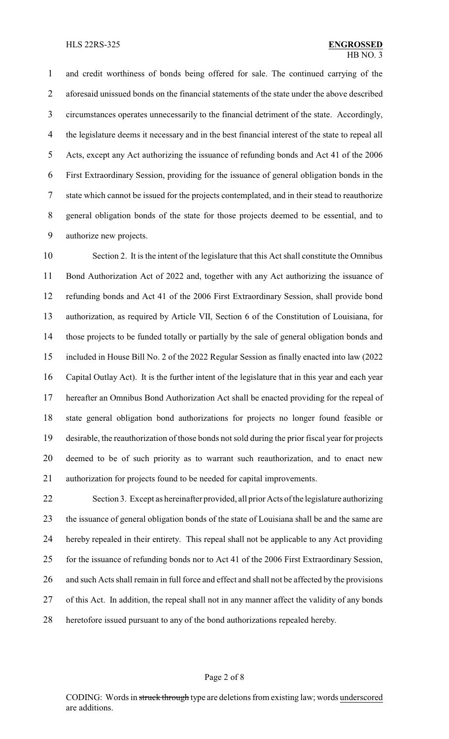and credit worthiness of bonds being offered for sale. The continued carrying of the aforesaid unissued bonds on the financial statements of the state under the above described circumstances operates unnecessarily to the financial detriment of the state. Accordingly, the legislature deems it necessary and in the best financial interest of the state to repeal all Acts, except any Act authorizing the issuance of refunding bonds and Act 41 of the 2006 First Extraordinary Session, providing for the issuance of general obligation bonds in the state which cannot be issued for the projects contemplated, and in their stead to reauthorize general obligation bonds of the state for those projects deemed to be essential, and to authorize new projects.

Section 2. It is the intent of the legislature that this Act shall constitute the Omnibus Bond Authorization Act of 2022 and, together with any Act authorizing the issuance of refunding bonds and Act 41 of the 2006 First Extraordinary Session, shall provide bond authorization, as required by Article VII, Section 6 of the Constitution of Louisiana, for those projects to be funded totally or partially by the sale of general obligation bonds and included in House Bill No. 2 of the 2022 Regular Session as finally enacted into law (2022 Capital Outlay Act). It is the further intent of the legislature that in this year and each year hereafter an Omnibus Bond Authorization Act shall be enacted providing for the repeal of state general obligation bond authorizations for projects no longer found feasible or desirable, the reauthorization of those bonds not sold during the prior fiscal year for projects deemed to be of such priority as to warrant such reauthorization, and to enact new authorization for projects found to be needed for capital improvements.

Section 3. Except as hereinafter provided, all prior Acts of the legislature authorizing the issuance of general obligation bonds of the state of Louisiana shall be and the same are hereby repealed in their entirety. This repeal shall not be applicable to any Act providing for the issuance of refunding bonds nor to Act 41 of the 2006 First Extraordinary Session, and such Acts shall remain in full force and effect and shall not be affected by the provisions of this Act. In addition, the repeal shall not in any manner affect the validity of any bonds heretofore issued pursuant to any of the bond authorizations repealed hereby.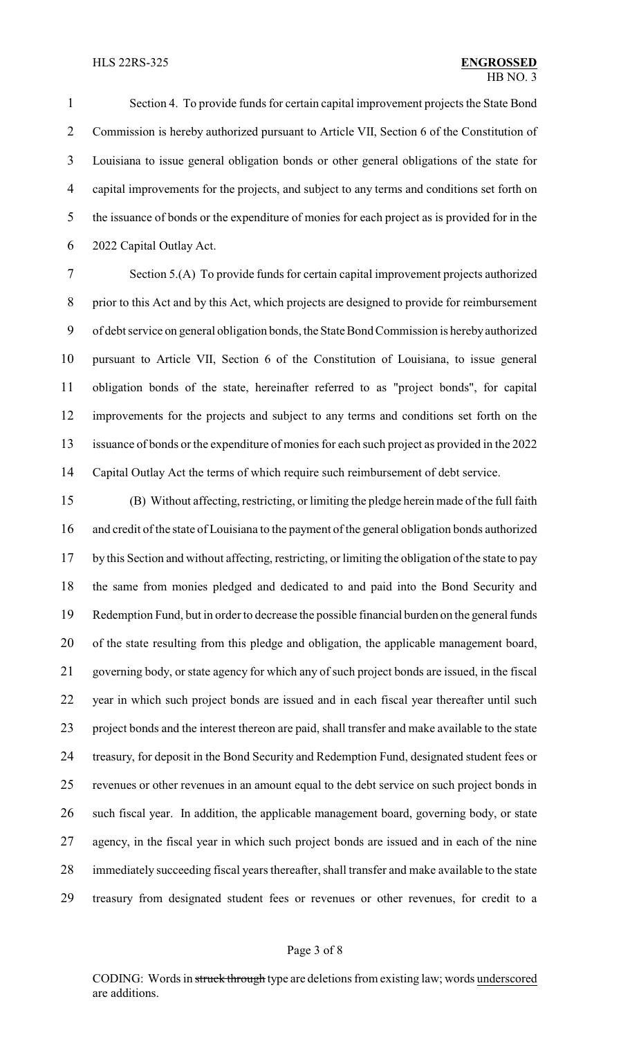Section 4. To provide funds for certain capital improvement projects the State Bond Commission is hereby authorized pursuant to Article VII, Section 6 of the Constitution of Louisiana to issue general obligation bonds or other general obligations of the state for capital improvements for the projects, and subject to any terms and conditions set forth on the issuance of bonds or the expenditure of monies for each project as is provided for in the 2022 Capital Outlay Act.

Section 5.(A) To provide funds for certain capital improvement projects authorized prior to this Act and by this Act, which projects are designed to provide for reimbursement of debt service on general obligation bonds, the State Bond Commission is hereby authorized pursuant to Article VII, Section 6 of the Constitution of Louisiana, to issue general obligation bonds of the state, hereinafter referred to as "project bonds", for capital improvements for the projects and subject to any terms and conditions set forth on the issuance of bonds or the expenditure of monies for each such project as provided in the 2022 Capital Outlay Act the terms of which require such reimbursement of debt service.

(B) Without affecting, restricting, or limiting the pledge herein made of the full faith and credit of the state of Louisiana to the payment of the general obligation bonds authorized by this Section and without affecting, restricting, or limiting the obligation of the state to pay the same from monies pledged and dedicated to and paid into the Bond Security and Redemption Fund, but in order to decrease the possible financial burden on the general funds of the state resulting from this pledge and obligation, the applicable management board, governing body, or state agency for which any of such project bonds are issued, in the fiscal year in which such project bonds are issued and in each fiscal year thereafter until such project bonds and the interest thereon are paid, shall transfer and make available to the state treasury, for deposit in the Bond Security and Redemption Fund, designated student fees or revenues or other revenues in an amount equal to the debt service on such project bonds in such fiscal year. In addition, the applicable management board, governing body, or state agency, in the fiscal year in which such project bonds are issued and in each of the nine immediately succeeding fiscal years thereafter, shall transfer and make available to the state treasury from designated student fees or revenues or other revenues, for credit to a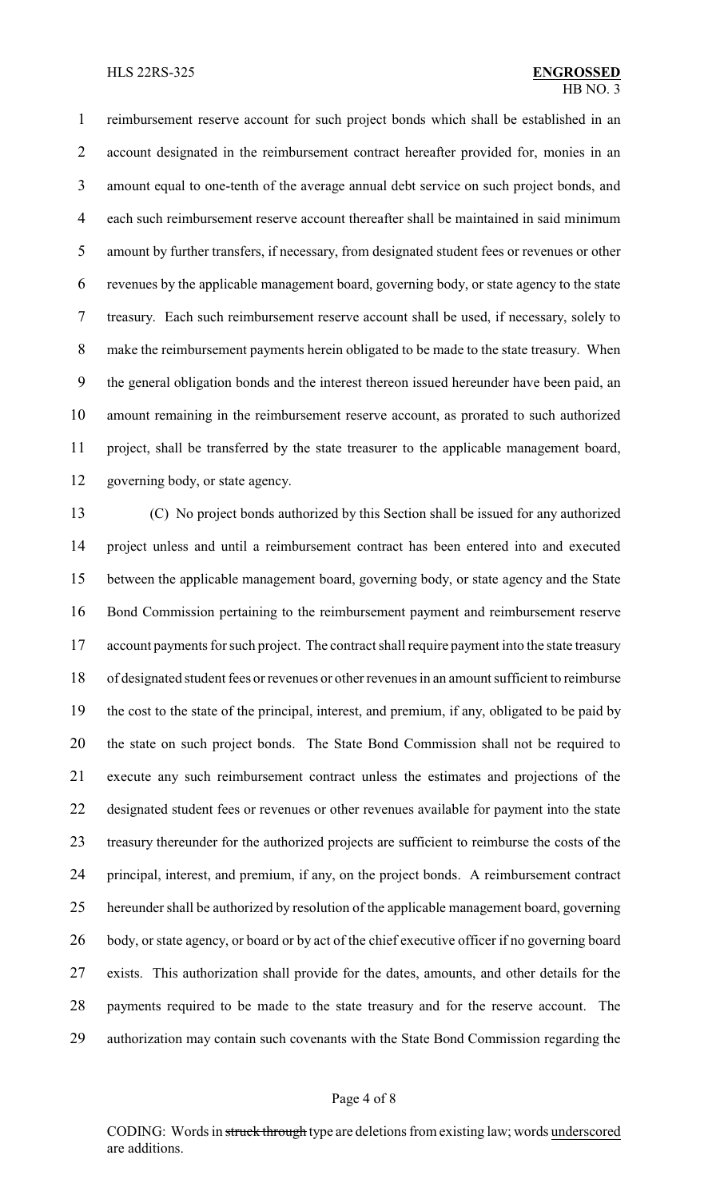reimbursement reserve account for such project bonds which shall be established in an account designated in the reimbursement contract hereafter provided for, monies in an amount equal to one-tenth of the average annual debt service on such project bonds, and each such reimbursement reserve account thereafter shall be maintained in said minimum amount by further transfers, if necessary, from designated student fees or revenues or other revenues by the applicable management board, governing body, or state agency to the state treasury. Each such reimbursement reserve account shall be used, if necessary, solely to make the reimbursement payments herein obligated to be made to the state treasury. When the general obligation bonds and the interest thereon issued hereunder have been paid, an amount remaining in the reimbursement reserve account, as prorated to such authorized project, shall be transferred by the state treasurer to the applicable management board, governing body, or state agency.

(C) No project bonds authorized by this Section shall be issued for any authorized project unless and until a reimbursement contract has been entered into and executed between the applicable management board, governing body, or state agency and the State Bond Commission pertaining to the reimbursement payment and reimbursement reserve account payments for such project. The contract shall require payment into the state treasury of designated student fees or revenues or other revenues in an amount sufficient to reimburse the cost to the state of the principal, interest, and premium, if any, obligated to be paid by the state on such project bonds. The State Bond Commission shall not be required to execute any such reimbursement contract unless the estimates and projections of the designated student fees or revenues or other revenues available for payment into the state treasury thereunder for the authorized projects are sufficient to reimburse the costs of the principal, interest, and premium, if any, on the project bonds. A reimbursement contract hereunder shall be authorized by resolution of the applicable management board, governing body, or state agency, or board or by act of the chief executive officer if no governing board exists. This authorization shall provide for the dates, amounts, and other details for the payments required to be made to the state treasury and for the reserve account. The authorization may contain such covenants with the State Bond Commission regarding the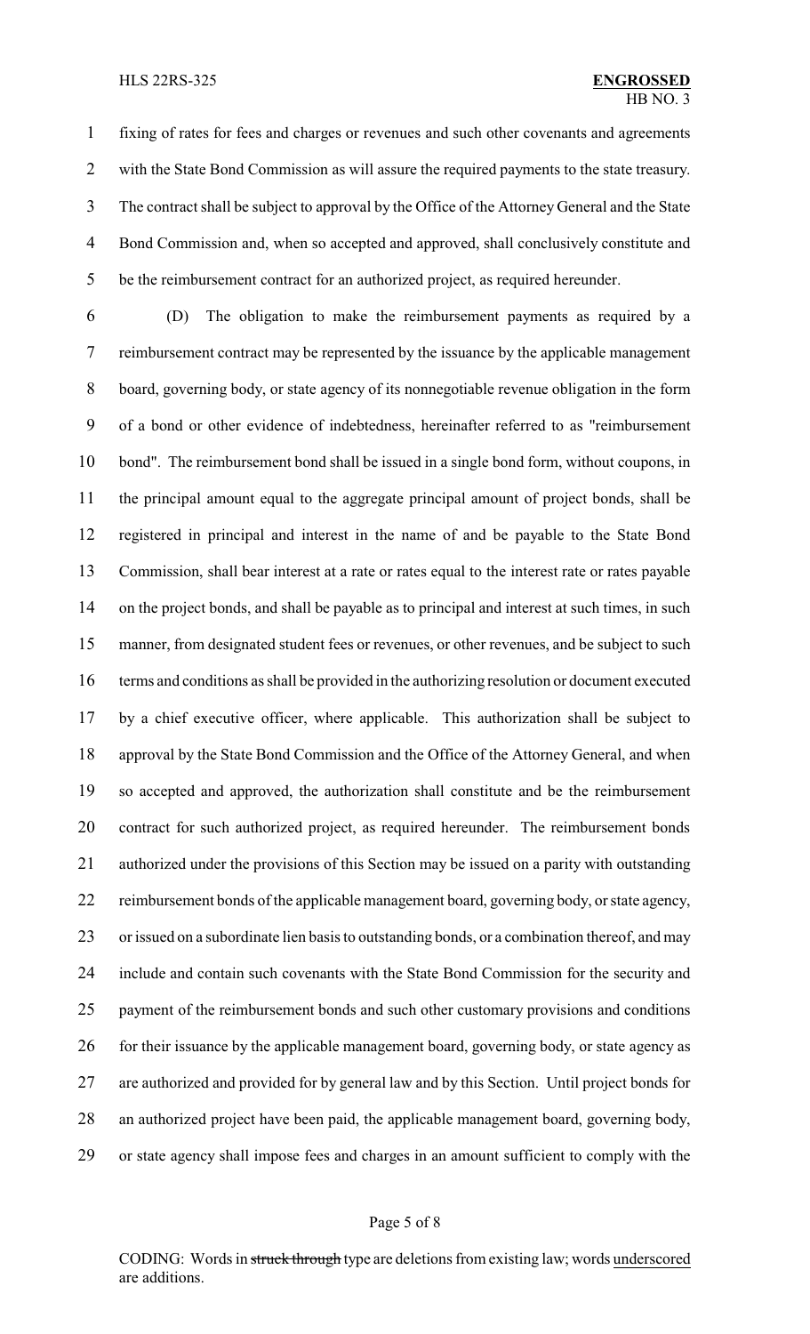fixing of rates for fees and charges or revenues and such other covenants and agreements with the State Bond Commission as will assure the required payments to the state treasury. The contract shall be subject to approval by the Office of the Attorney General and the State Bond Commission and, when so accepted and approved, shall conclusively constitute and be the reimbursement contract for an authorized project, as required hereunder.

(D) The obligation to make the reimbursement payments as required by a reimbursement contract may be represented by the issuance by the applicable management board, governing body, or state agency of its nonnegotiable revenue obligation in the form of a bond or other evidence of indebtedness, hereinafter referred to as "reimbursement bond". The reimbursement bond shall be issued in a single bond form, without coupons, in the principal amount equal to the aggregate principal amount of project bonds, shall be registered in principal and interest in the name of and be payable to the State Bond Commission, shall bear interest at a rate or rates equal to the interest rate or rates payable on the project bonds, and shall be payable as to principal and interest at such times, in such manner, from designated student fees or revenues, or other revenues, and be subject to such terms and conditions as shall be provided in the authorizing resolution or document executed by a chief executive officer, where applicable. This authorization shall be subject to approval by the State Bond Commission and the Office of the Attorney General, and when so accepted and approved, the authorization shall constitute and be the reimbursement contract for such authorized project, as required hereunder. The reimbursement bonds authorized under the provisions of this Section may be issued on a parity with outstanding reimbursement bonds of the applicable management board, governing body, or state agency, or issued on a subordinate lien basis to outstanding bonds, or a combination thereof, and may include and contain such covenants with the State Bond Commission for the security and payment of the reimbursement bonds and such other customary provisions and conditions for their issuance by the applicable management board, governing body, or state agency as are authorized and provided for by general law and by this Section. Until project bonds for an authorized project have been paid, the applicable management board, governing body, or state agency shall impose fees and charges in an amount sufficient to comply with the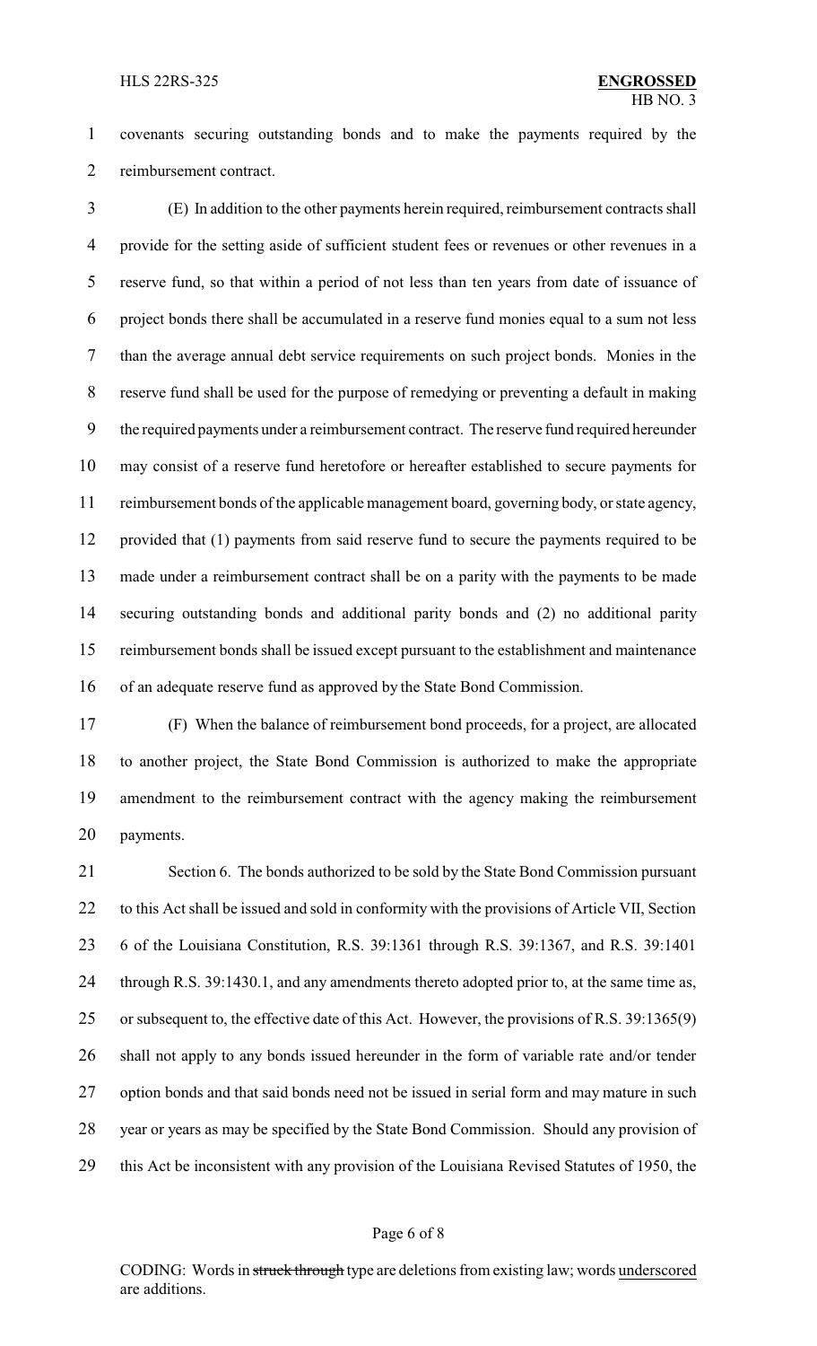covenants securing outstanding bonds and to make the payments required by the reimbursement contract.

(E) In addition to the other payments herein required, reimbursement contracts shall provide for the setting aside of sufficient student fees or revenues or other revenues in a reserve fund, so that within a period of not less than ten years from date of issuance of project bonds there shall be accumulated in a reserve fund monies equal to a sum not less than the average annual debt service requirements on such project bonds. Monies in the reserve fund shall be used for the purpose of remedying or preventing a default in making the required payments under a reimbursement contract. The reserve fund required hereunder may consist of a reserve fund heretofore or hereafter established to secure payments for reimbursement bonds of the applicable management board, governing body, or state agency, provided that (1) payments from said reserve fund to secure the payments required to be made under a reimbursement contract shall be on a parity with the payments to be made securing outstanding bonds and additional parity bonds and (2) no additional parity reimbursement bonds shall be issued except pursuant to the establishment and maintenance of an adequate reserve fund as approved by the State Bond Commission.

(F) When the balance of reimbursement bond proceeds, for a project, are allocated to another project, the State Bond Commission is authorized to make the appropriate amendment to the reimbursement contract with the agency making the reimbursement payments.

Section 6. The bonds authorized to be sold by the State Bond Commission pursuant to this Act shall be issued and sold in conformity with the provisions of Article VII, Section 6 of the Louisiana Constitution, R.S. 39:1361 through R.S. 39:1367, and R.S. 39:1401 through R.S. 39:1430.1, and any amendments thereto adopted prior to, at the same time as, or subsequent to, the effective date of this Act. However, the provisions of R.S. 39:1365(9) shall not apply to any bonds issued hereunder in the form of variable rate and/or tender option bonds and that said bonds need not be issued in serial form and may mature in such year or years as may be specified by the State Bond Commission. Should any provision of this Act be inconsistent with any provision of the Louisiana Revised Statutes of 1950, the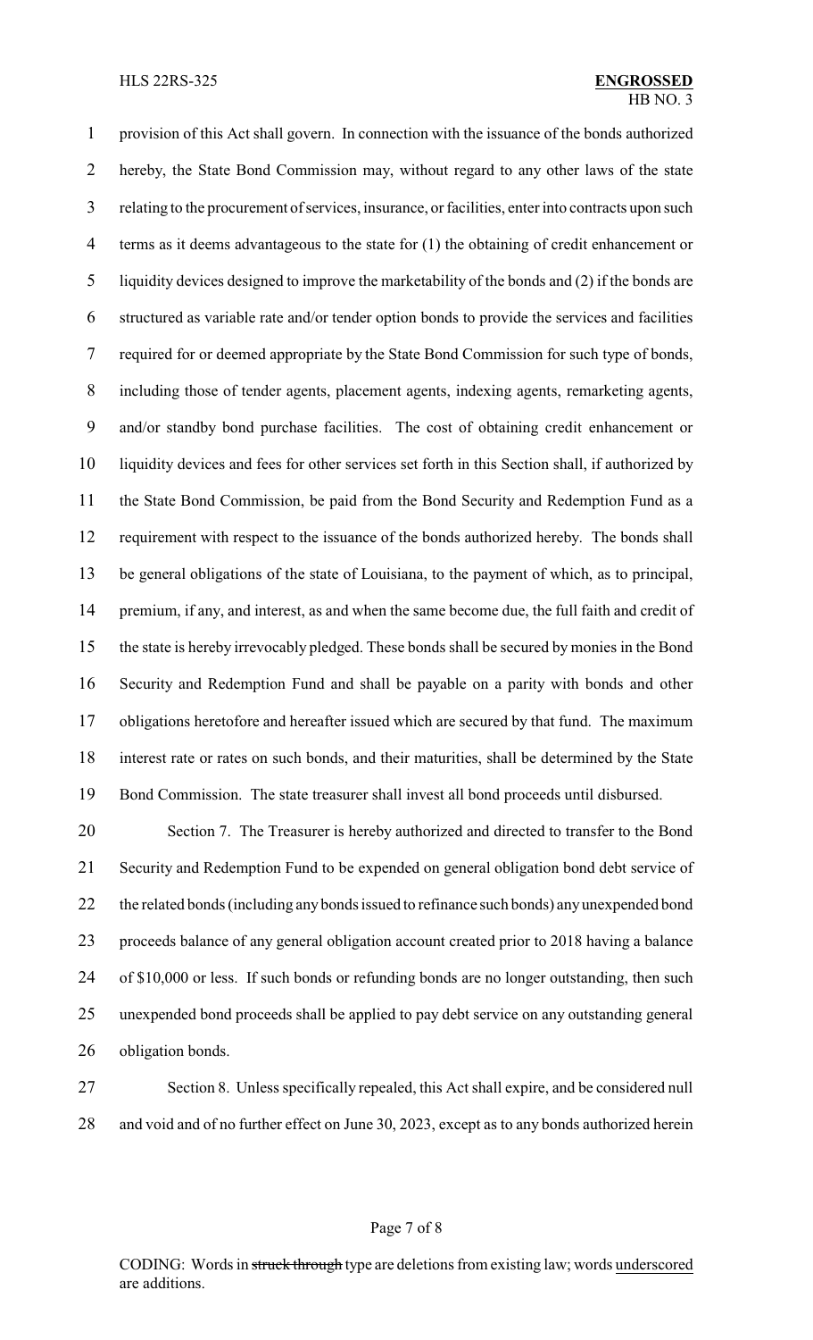provision of this Act shall govern. In connection with the issuance of the bonds authorized hereby, the State Bond Commission may, without regard to any other laws of the state relating to the procurement of services, insurance, or facilities, enter into contracts upon such terms as it deems advantageous to the state for (1) the obtaining of credit enhancement or liquidity devices designed to improve the marketability of the bonds and (2) if the bonds are structured as variable rate and/or tender option bonds to provide the services and facilities required for or deemed appropriate by the State Bond Commission for such type of bonds, including those of tender agents, placement agents, indexing agents, remarketing agents, and/or standby bond purchase facilities. The cost of obtaining credit enhancement or liquidity devices and fees for other services set forth in this Section shall, if authorized by the State Bond Commission, be paid from the Bond Security and Redemption Fund as a requirement with respect to the issuance of the bonds authorized hereby. The bonds shall be general obligations of the state of Louisiana, to the payment of which, as to principal, premium, if any, and interest, as and when the same become due, the full faith and credit of the state is hereby irrevocably pledged. These bonds shall be secured by monies in the Bond Security and Redemption Fund and shall be payable on a parity with bonds and other obligations heretofore and hereafter issued which are secured by that fund. The maximum interest rate or rates on such bonds, and their maturities, shall be determined by the State Bond Commission. The state treasurer shall invest all bond proceeds until disbursed.

Section 7. The Treasurer is hereby authorized and directed to transfer to the Bond Security and Redemption Fund to be expended on general obligation bond debt service of the related bonds (including any bonds issued to refinance such bonds) any unexpended bond proceeds balance of any general obligation account created prior to 2018 having a balance of $10,000 or less. If such bonds or refunding bonds are no longer outstanding, then such unexpended bond proceeds shall be applied to pay debt service on any outstanding general obligation bonds.

Section 8. Unless specifically repealed, this Act shall expire, and be considered null and void and of no further effect on June 30, 2023, except as to any bonds authorized herein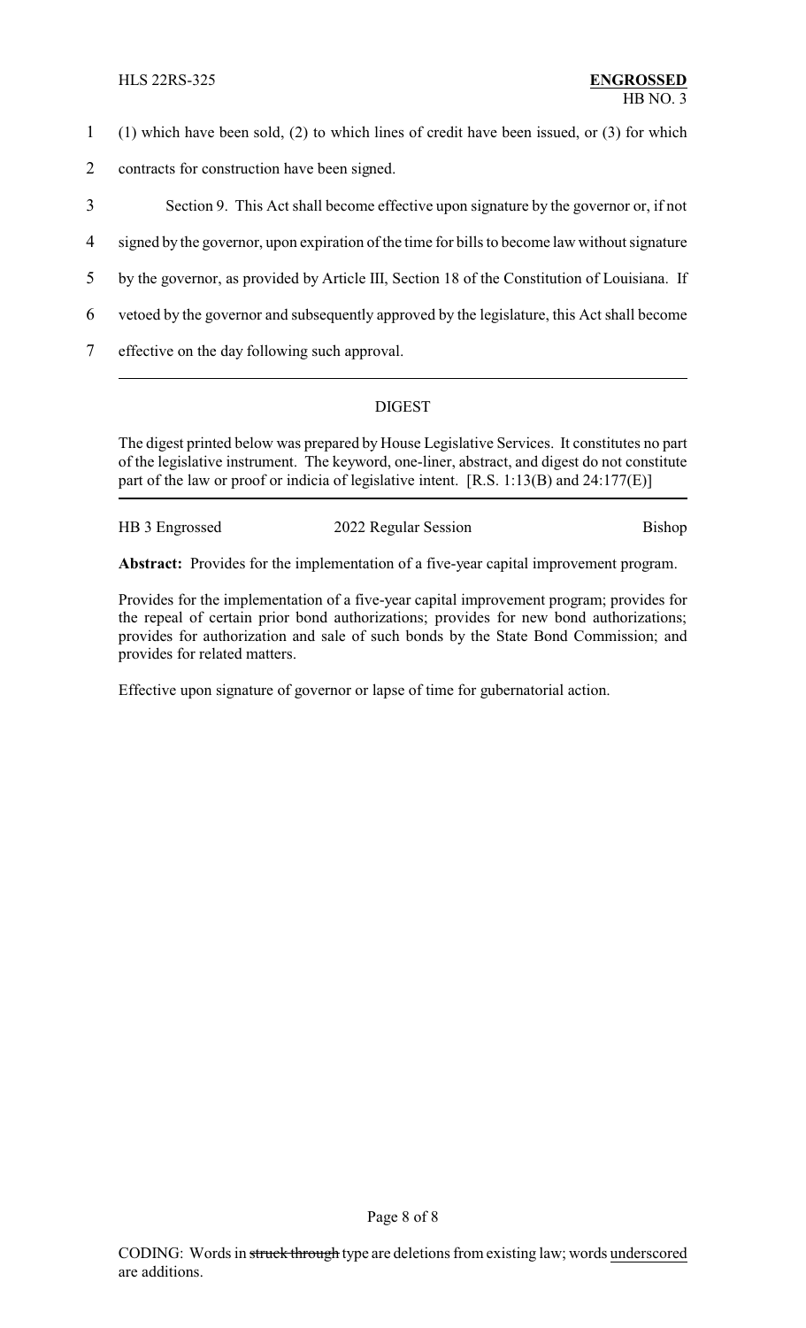(1) which have been sold, (2) to which lines of credit have been issued, or (3) for which contracts for construction have been signed.

Section 9. This Act shall become effective upon signature by the governor or, if not signed by the governor, upon expiration of the time for bills to become law without signature by the governor, as provided by Article III, Section 18 of the Constitution of Louisiana. If vetoed by the governor and subsequently approved by the legislature, this Act shall become effective on the day following such approval.

---

## DIGEST

The digest printed below was prepared by House Legislative Services. It constitutes no part of the legislative instrument. The keyword, one-liner, abstract, and digest do not constitute part of the law or proof or indicia of legislative intent. [R.S. 1:13(B) and 24:177(E)]

---

HB 3 Engrossed — 2022 Regular Session — Bishop

**Abstract:** Provides for the implementation of a five-year capital improvement program.

Provides for the implementation of a five-year capital improvement program; provides for the repeal of certain prior bond authorizations; provides for new bond authorizations; provides for authorization and sale of such bonds by the State Bond Commission; and provides for related matters.

Effective upon signature of governor or lapse of time for gubernatorial action.

CODING: Words in ~~struck through~~ type are deletions from existing law; words underscored are additions.